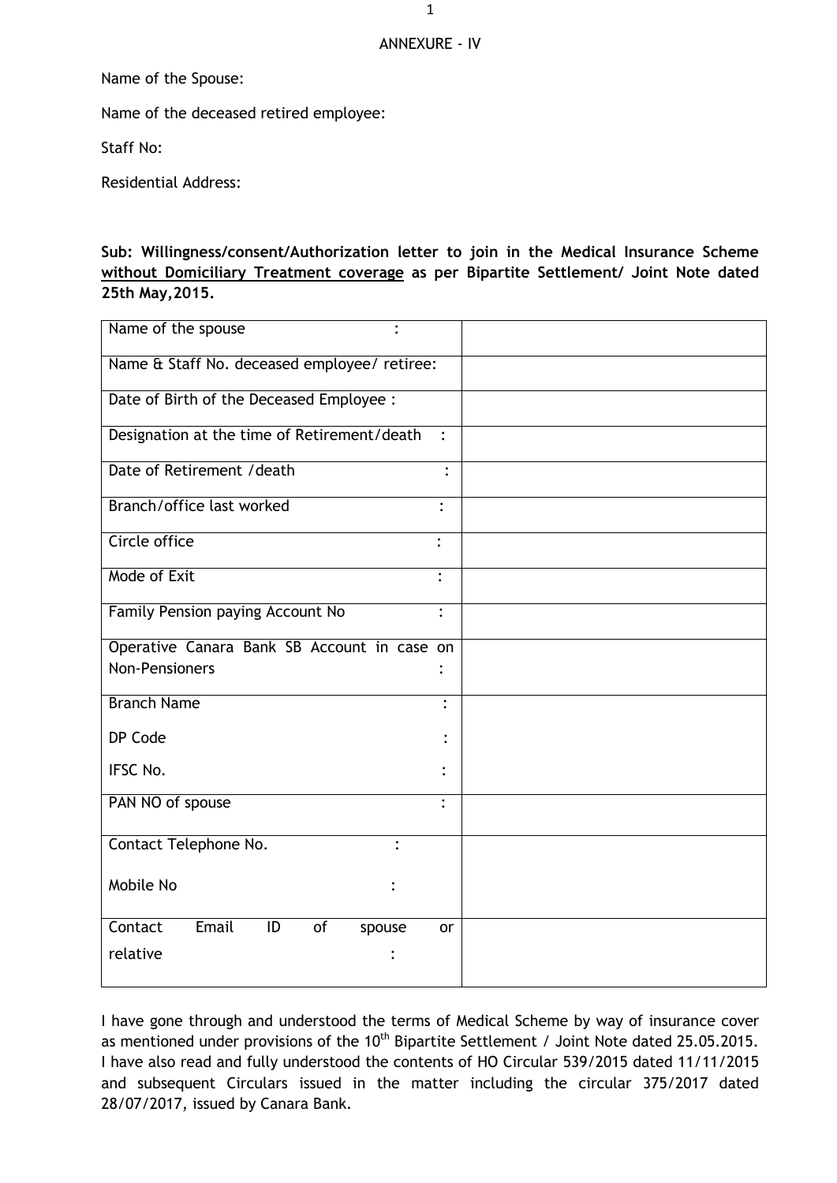ANNEXURE - IV

Name of the Spouse:

Name of the deceased retired employee:

Staff No:

Residential Address:

**Sub: Willingness/consent/Authorization letter to join in the Medical Insurance Scheme <u>without Domiciliary Treatment coverage</u> as per Bipartite Settlement/ Joint Note dated 25th May,2015.**

| | |
|---|---|
| Name of the spouse : | |
| Name & Staff No. deceased employee/ retiree: | |
| Date of Birth of the Deceased Employee : | |
| Designation at the time of Retirement/death : | |
| Date of Retirement /death : | |
| Branch/office last worked : | |
| Circle office : | |
| Mode of Exit : | |
| Family Pension paying Account No : | |
| Operative Canara Bank SB Account in case on Non-Pensioners : | |
| Branch Name :<br>DP Code :<br>IFSC No. : | |
| PAN NO of spouse : | |
| Contact Telephone No. :<br>Mobile No : | |
| Contact Email ID of spouse or relative : | |

I have gone through and understood the terms of Medical Scheme by way of insurance cover as mentioned under provisions of the 10th Bipartite Settlement / Joint Note dated 25.05.2015. I have also read and fully understood the contents of HO Circular 539/2015 dated 11/11/2015 and subsequent Circulars issued in the matter including the circular 375/2017 dated 28/07/2017, issued by Canara Bank.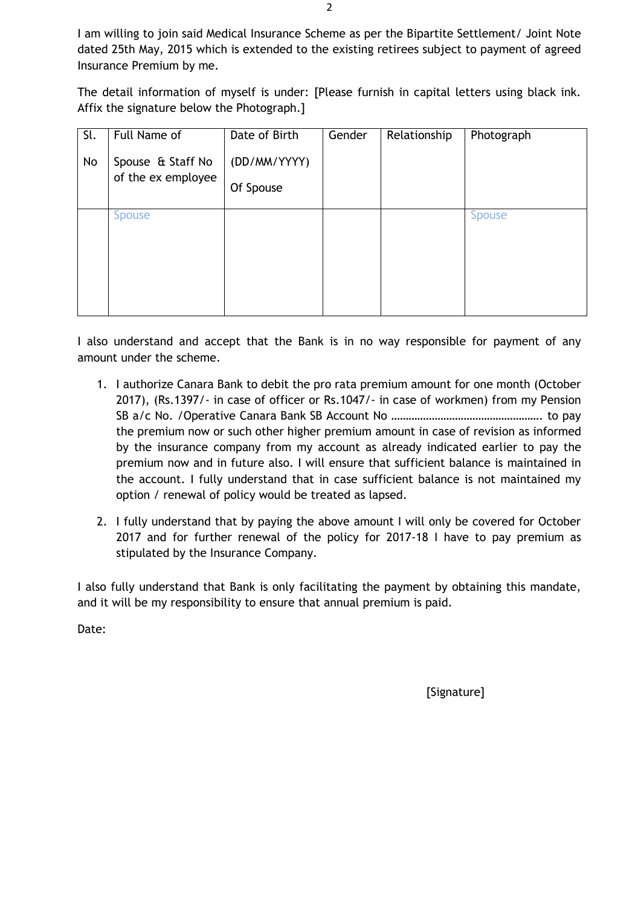I am willing to join said Medical Insurance Scheme as per the Bipartite Settlement/ Joint Note dated 25th May, 2015 which is extended to the existing retirees subject to payment of agreed Insurance Premium by me.

The detail information of myself is under: [Please furnish in capital letters using black ink. Affix the signature below the Photograph.]

| Sl. No | Full Name of Spouse & Staff No of the ex employee | Date of Birth (DD/MM/YYYY) Of Spouse | Gender | Relationship | Photograph |
|---|---|---|---|---|---|
| | Spouse | | | | Spouse |

I also understand and accept that the Bank is in no way responsible for payment of any amount under the scheme.

1. I authorize Canara Bank to debit the pro rata premium amount for one month (October 2017), (Rs.1397/- in case of officer or Rs.1047/- in case of workmen) from my Pension SB a/c No. /Operative Canara Bank SB Account No ……………………………………………. to pay the premium now or such other higher premium amount in case of revision as informed by the insurance company from my account as already indicated earlier to pay the premium now and in future also. I will ensure that sufficient balance is maintained in the account. I fully understand that in case sufficient balance is not maintained my option / renewal of policy would be treated as lapsed.
2. I fully understand that by paying the above amount I will only be covered for October 2017 and for further renewal of the policy for 2017-18 I have to pay premium as stipulated by the Insurance Company.

I also fully understand that Bank is only facilitating the payment by obtaining this mandate, and it will be my responsibility to ensure that annual premium is paid.

Date:

[Signature]